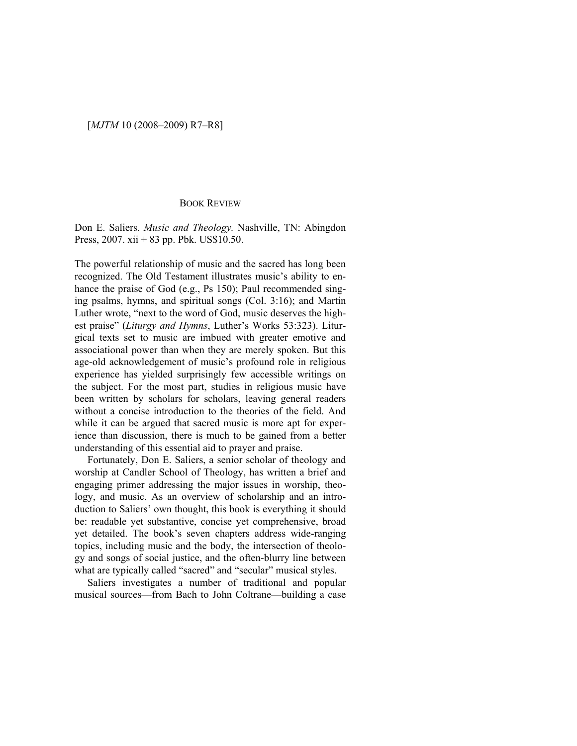# BOOK REVIEW

Don E. Saliers. *Music and Theology.* Nashville, TN: Abingdon Press, 2007. xii + 83 pp. Pbk. US$10.50.

The powerful relationship of music and the sacred has long been recognized. The Old Testament illustrates music's ability to enhance the praise of God (e.g., Ps 150); Paul recommended singing psalms, hymns, and spiritual songs (Col. 3:16); and Martin Luther wrote, "next to the word of God, music deserves the highest praise" (*Liturgy and Hymns*, Luther's Works 53:323). Liturgical texts set to music are imbued with greater emotive and associational power than when they are merely spoken. But this age-old acknowledgement of music's profound role in religious experience has yielded surprisingly few accessible writings on the subject. For the most part, studies in religious music have been written by scholars for scholars, leaving general readers without a concise introduction to the theories of the field. And while it can be argued that sacred music is more apt for experience than discussion, there is much to be gained from a better understanding of this essential aid to prayer and praise.

Fortunately, Don E. Saliers, a senior scholar of theology and worship at Candler School of Theology, has written a brief and engaging primer addressing the major issues in worship, theology, and music. As an overview of scholarship and an introduction to Saliers' own thought, this book is everything it should be: readable yet substantive, concise yet comprehensive, broad yet detailed. The book's seven chapters address wide-ranging topics, including music and the body, the intersection of theology and songs of social justice, and the often-blurry line between what are typically called "sacred" and "secular" musical styles.

Saliers investigates a number of traditional and popular musical sources—from Bach to John Coltrane—building a case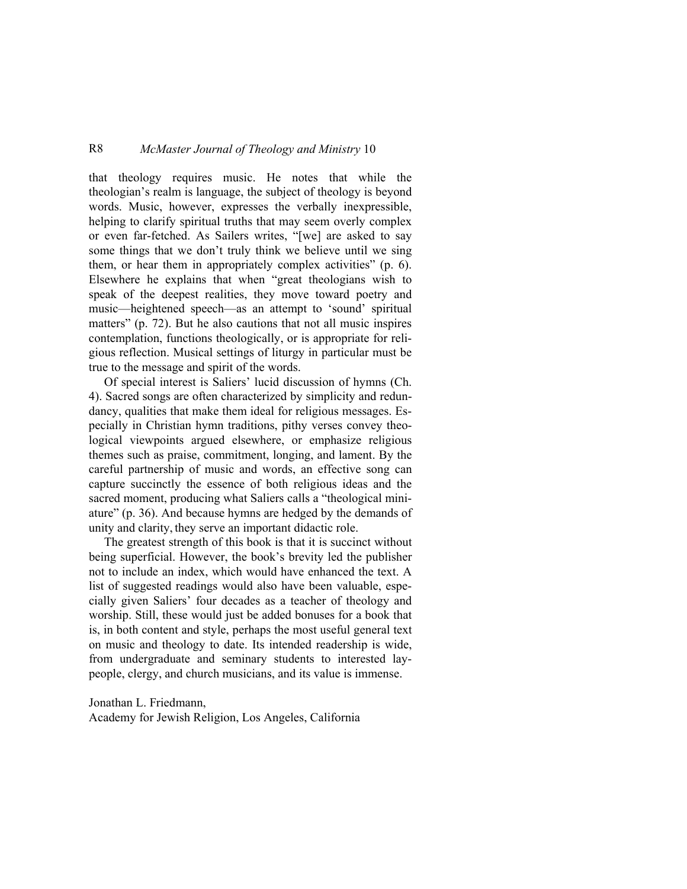that theology requires music. He notes that while the theologian's realm is language, the subject of theology is beyond words. Music, however, expresses the verbally inexpressible, helping to clarify spiritual truths that may seem overly complex or even far-fetched. As Sailers writes, "[we] are asked to say some things that we don't truly think we believe until we sing them, or hear them in appropriately complex activities" (p. 6). Elsewhere he explains that when "great theologians wish to speak of the deepest realities, they move toward poetry and music—heightened speech—as an attempt to 'sound' spiritual matters" (p. 72). But he also cautions that not all music inspires contemplation, functions theologically, or is appropriate for religious reflection. Musical settings of liturgy in particular must be true to the message and spirit of the words.

Of special interest is Saliers' lucid discussion of hymns (Ch. 4). Sacred songs are often characterized by simplicity and redundancy, qualities that make them ideal for religious messages. Especially in Christian hymn traditions, pithy verses convey theological viewpoints argued elsewhere, or emphasize religious themes such as praise, commitment, longing, and lament. By the careful partnership of music and words, an effective song can capture succinctly the essence of both religious ideas and the sacred moment, producing what Saliers calls a "theological miniature" (p. 36). And because hymns are hedged by the demands of unity and clarity, they serve an important didactic role.

The greatest strength of this book is that it is succinct without being superficial. However, the book's brevity led the publisher not to include an index, which would have enhanced the text. A list of suggested readings would also have been valuable, especially given Saliers' four decades as a teacher of theology and worship. Still, these would just be added bonuses for a book that is, in both content and style, perhaps the most useful general text on music and theology to date. Its intended readership is wide, from undergraduate and seminary students to interested laypeople, clergy, and church musicians, and its value is immense.

Jonathan L. Friedmann,
Academy for Jewish Religion, Los Angeles, California